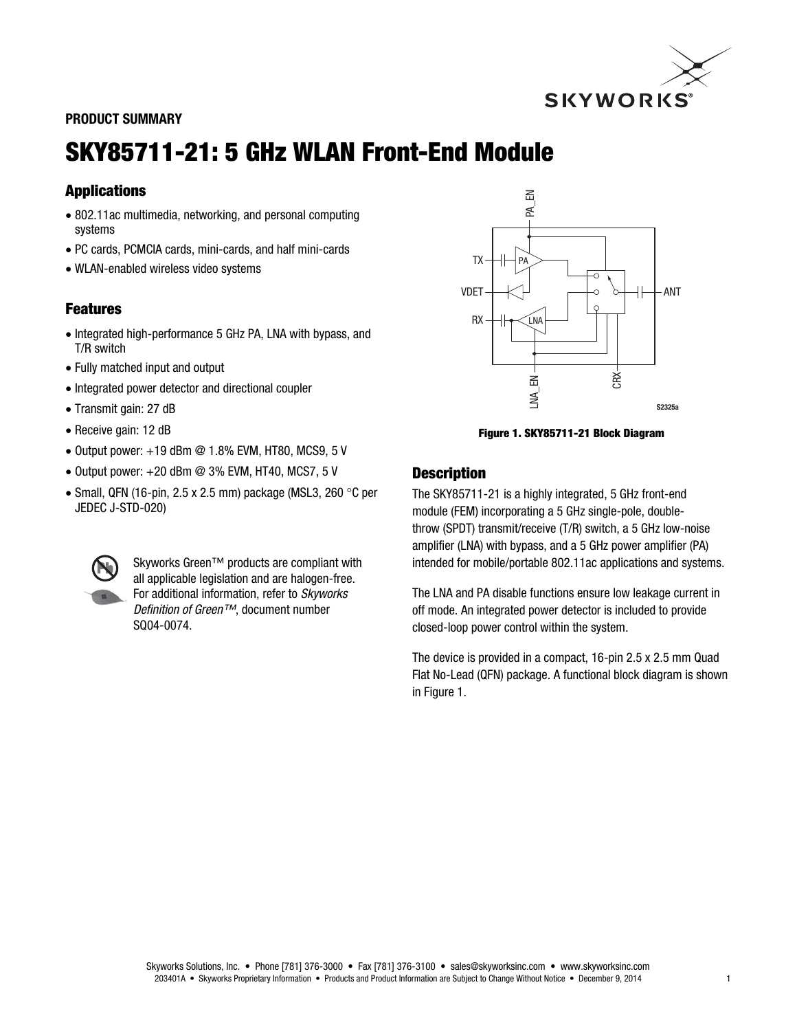PRODUCT SUMMARY

# SKY85711-21: 5 GHz WLAN Front-End Module

## Applications

- 802.11ac multimedia, networking, and personal computing systems
- PC cards, PCMCIA cards, mini-cards, and half mini-cards
- WLAN-enabled wireless video systems

## Features

- Integrated high-performance 5 GHz PA, LNA with bypass, and T/R switch
- Fully matched input and output
- Integrated power detector and directional coupler
- Transmit gain: 27 dB
- Receive gain: 12 dB
- Output power: +19 dBm @ 1.8% EVM, HT80, MCS9, 5 V
- Output power: +20 dBm @ 3% EVM, HT40, MCS7, 5 V
- Small, QFN (16-pin, 2.5 x 2.5 mm) package (MSL3, 260 °C per JEDEC J-STD-020)

Skyworks Green™ products are compliant with all applicable legislation and are halogen-free. For additional information, refer to *Skyworks Definition of Green™*, document number SQ04-0074.

**Figure 1. SKY85711-21 Block Diagram**

## Description

The SKY85711-21 is a highly integrated, 5 GHz front-end module (FEM) incorporating a 5 GHz single-pole, double-throw (SPDT) transmit/receive (T/R) switch, a 5 GHz low-noise amplifier (LNA) with bypass, and a 5 GHz power amplifier (PA) intended for mobile/portable 802.11ac applications and systems.

The LNA and PA disable functions ensure low leakage current in off mode. An integrated power detector is included to provide closed-loop power control within the system.

The device is provided in a compact, 16-pin 2.5 x 2.5 mm Quad Flat No-Lead (QFN) package. A functional block diagram is shown in Figure 1.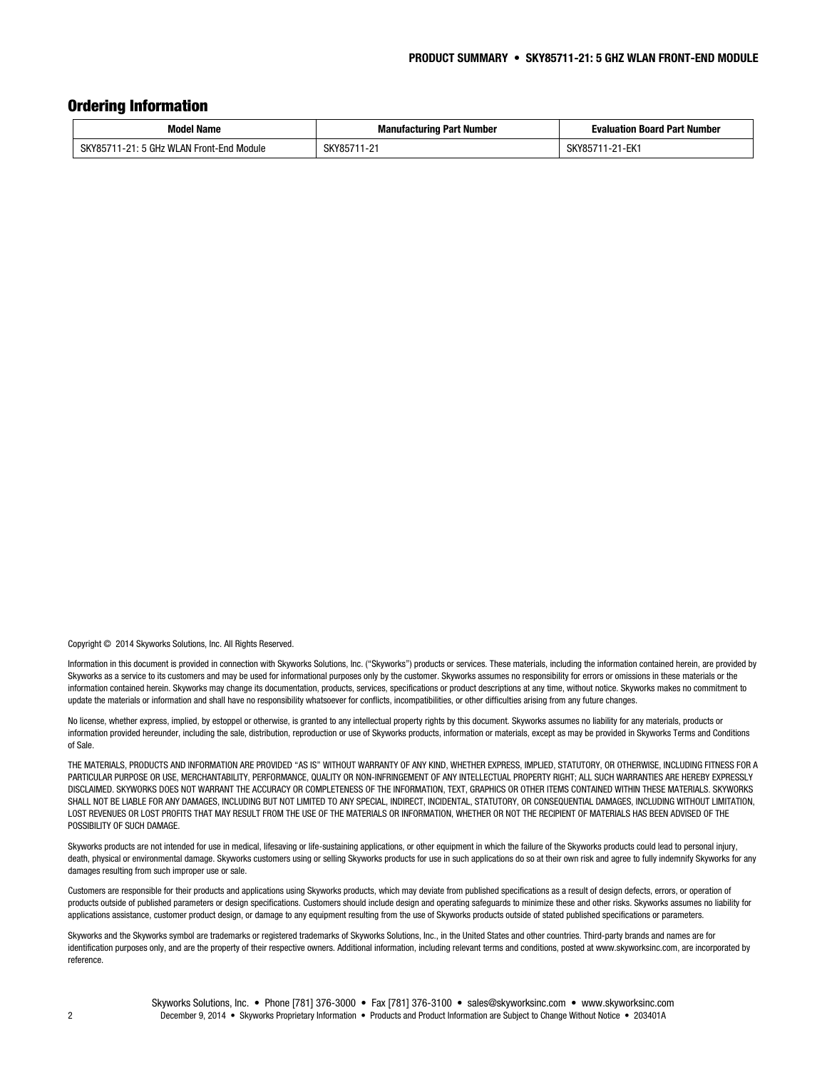## Ordering Information

| Model Name | Manufacturing Part Number | Evaluation Board Part Number |
|---|---|---|
| SKY85711-21: 5 GHz WLAN Front-End Module | SKY85711-21 | SKY85711-21-EK1 |

Copyright © 2014 Skyworks Solutions, Inc. All Rights Reserved.

Information in this document is provided in connection with Skyworks Solutions, Inc. ("Skyworks") products or services. These materials, including the information contained herein, are provided by Skyworks as a service to its customers and may be used for informational purposes only by the customer. Skyworks assumes no responsibility for errors or omissions in these materials or the information contained herein. Skyworks may change its documentation, products, services, specifications or product descriptions at any time, without notice. Skyworks makes no commitment to update the materials or information and shall have no responsibility whatsoever for conflicts, incompatibilities, or other difficulties arising from any future changes.

No license, whether express, implied, by estoppel or otherwise, is granted to any intellectual property rights by this document. Skyworks assumes no liability for any materials, products or information provided hereunder, including the sale, distribution, reproduction or use of Skyworks products, information or materials, except as may be provided in Skyworks Terms and Conditions of Sale.

THE MATERIALS, PRODUCTS AND INFORMATION ARE PROVIDED "AS IS" WITHOUT WARRANTY OF ANY KIND, WHETHER EXPRESS, IMPLIED, STATUTORY, OR OTHERWISE, INCLUDING FITNESS FOR A PARTICULAR PURPOSE OR USE, MERCHANTABILITY, PERFORMANCE, QUALITY OR NON-INFRINGEMENT OF ANY INTELLECTUAL PROPERTY RIGHT; ALL SUCH WARRANTIES ARE HEREBY EXPRESSLY DISCLAIMED. SKYWORKS DOES NOT WARRANT THE ACCURACY OR COMPLETENESS OF THE INFORMATION, TEXT, GRAPHICS OR OTHER ITEMS CONTAINED WITHIN THESE MATERIALS. SKYWORKS SHALL NOT BE LIABLE FOR ANY DAMAGES, INCLUDING BUT NOT LIMITED TO ANY SPECIAL, INDIRECT, INCIDENTAL, STATUTORY, OR CONSEQUENTIAL DAMAGES, INCLUDING WITHOUT LIMITATION, LOST REVENUES OR LOST PROFITS THAT MAY RESULT FROM THE USE OF THE MATERIALS OR INFORMATION, WHETHER OR NOT THE RECIPIENT OF MATERIALS HAS BEEN ADVISED OF THE POSSIBILITY OF SUCH DAMAGE.

Skyworks products are not intended for use in medical, lifesaving or life-sustaining applications, or other equipment in which the failure of the Skyworks products could lead to personal injury, death, physical or environmental damage. Skyworks customers using or selling Skyworks products for use in such applications do so at their own risk and agree to fully indemnify Skyworks for any damages resulting from such improper use or sale.

Customers are responsible for their products and applications using Skyworks products, which may deviate from published specifications as a result of design defects, errors, or operation of products outside of published parameters or design specifications. Customers should include design and operating safeguards to minimize these and other risks. Skyworks assumes no liability for applications assistance, customer product design, or damage to any equipment resulting from the use of Skyworks products outside of stated published specifications or parameters.

Skyworks and the Skyworks symbol are trademarks or registered trademarks of Skyworks Solutions, Inc., in the United States and other countries. Third-party brands and names are for identification purposes only, and are the property of their respective owners. Additional information, including relevant terms and conditions, posted at www.skyworksinc.com, are incorporated by reference.